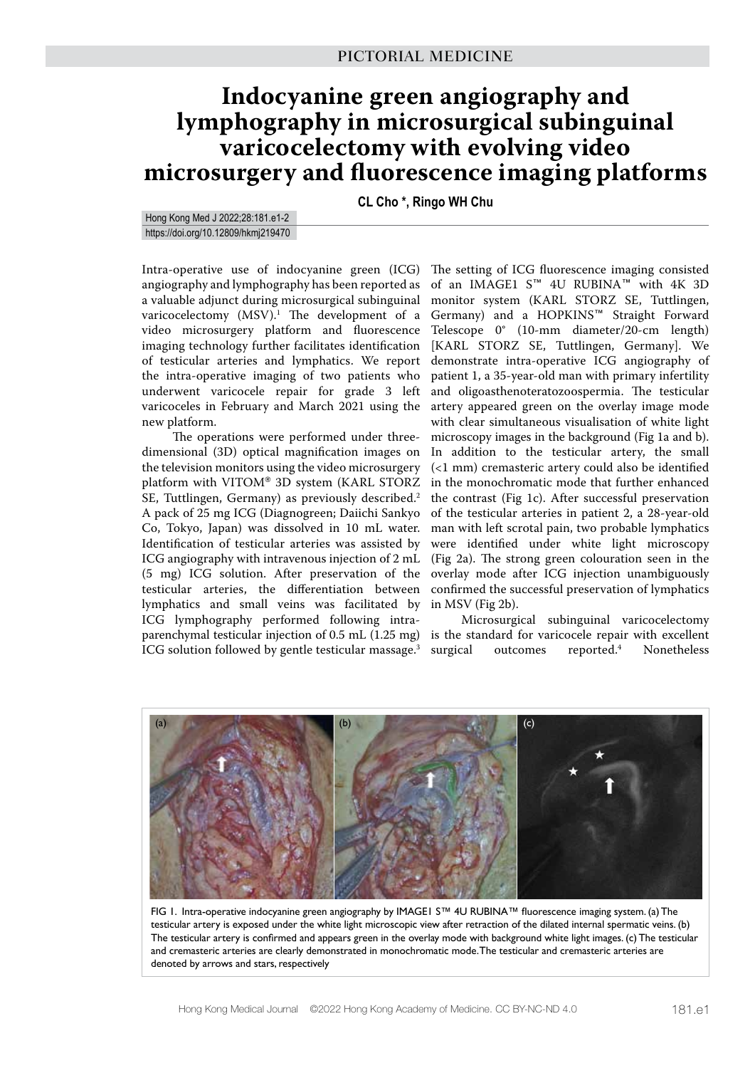PICTORIAL MEDICINE

# Indocyanine green angiography and lymphography in microsurgical subinguinal varicocelectomy with evolving video microsurgery and fluorescence imaging platforms

**CL Cho \*, Ringo WH Chu**

https://doi.org/10.12809/hkmj219470

Intra-operative use of indocyanine green (ICG) angiography and lymphography has been reported as a valuable adjunct during microsurgical subinguinal varicocelectomy (MSV).[1] The development of a video microsurgery platform and fluorescence imaging technology further facilitates identification of testicular arteries and lymphatics. We report the intra-operative imaging of two patients who underwent varicocele repair for grade 3 left varicoceles in February and March 2021 using the new platform.

The operations were performed under three-dimensional (3D) optical magnification images on the television monitors using the video microsurgery platform with VITOM® 3D system (KARL STORZ SE, Tuttlingen, Germany) as previously described.[2] A pack of 25 mg ICG (Diagnogreen; Daiichi Sankyo Co, Tokyo, Japan) was dissolved in 10 mL water. Identification of testicular arteries was assisted by ICG angiography with intravenous injection of 2 mL (5 mg) ICG solution. After preservation of the testicular arteries, the differentiation between lymphatics and small veins was facilitated by ICG lymphography performed following intra-parenchymal testicular injection of 0.5 mL (1.25 mg) ICG solution followed by gentle testicular massage.[3]

The setting of ICG fluorescence imaging consisted of an IMAGE1 S™ 4U RUBINA™ with 4K 3D monitor system (KARL STORZ SE, Tuttlingen, Germany) and a HOPKINS™ Straight Forward Telescope 0° (10-mm diameter/20-cm length) [KARL STORZ SE, Tuttlingen, Germany]. We demonstrate intra-operative ICG angiography of patient 1, a 35-year-old man with primary infertility and oligoasthenoteratozoospermia. The testicular artery appeared green on the overlay image mode with clear simultaneous visualisation of white light microscopy images in the background (Fig 1a and b). In addition to the testicular artery, the small (<1 mm) cremasteric artery could also be identified in the monochromatic mode that further enhanced the contrast (Fig 1c). After successful preservation of the testicular arteries in patient 2, a 28-year-old man with left scrotal pain, two probable lymphatics were identified under white light microscopy (Fig 2a). The strong green colouration seen in the overlay mode after ICG injection unambiguously confirmed the successful preservation of lymphatics in MSV (Fig 2b).

Microsurgical subinguinal varicocelectomy is the standard for varicocele repair with excellent surgical outcomes reported.[4] Nonetheless

FIG 1. Intra-operative indocyanine green angiography by IMAGE1 S™ 4U RUBINA™ fluorescence imaging system. (a) The testicular artery is exposed under the white light microscopic view after retraction of the dilated internal spermatic veins. (b) The testicular artery is confirmed and appears green in the overlay mode with background white light images. (c) The testicular and cremasteric arteries are clearly demonstrated in monochromatic mode. The testicular and cremasteric arteries are denoted by arrows and stars, respectively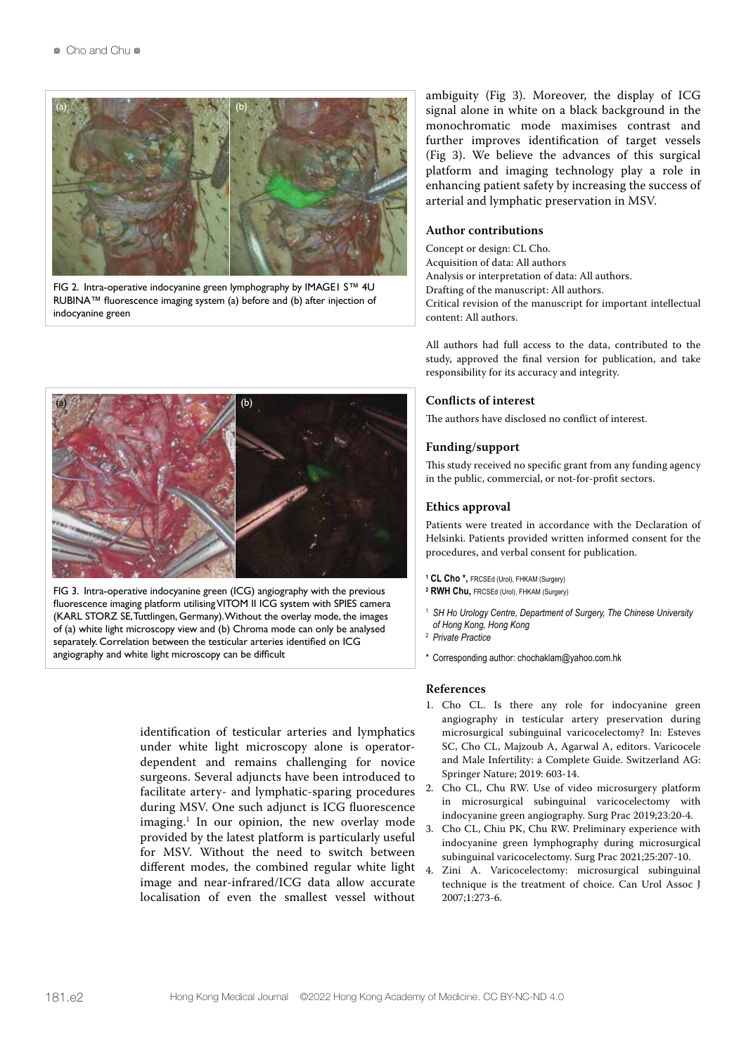FIG 2. Intra-operative indocyanine green lymphography by IMAGE1 S™ 4U RUBINA™ fluorescence imaging system (a) before and (b) after injection of indocyanine green

FIG 3. Intra-operative indocyanine green (ICG) angiography with the previous fluorescence imaging platform utilising VITOM II ICG system with SPIES camera (KARL STORZ SE, Tuttlingen, Germany). Without the overlay mode, the images of (a) white light microscopy view and (b) Chroma mode can only be analysed separately. Correlation between the testicular arteries identified on ICG angiography and white light microscopy can be difficult

identification of testicular arteries and lymphatics under white light microscopy alone is operator-dependent and remains challenging for novice surgeons. Several adjuncts have been introduced to facilitate artery- and lymphatic-sparing procedures during MSV. One such adjunct is ICG fluorescence imaging.[1] In our opinion, the new overlay mode provided by the latest platform is particularly useful for MSV. Without the need to switch between different modes, the combined regular white light image and near-infrared/ICG data allow accurate localisation of even the smallest vessel without ambiguity (Fig 3). Moreover, the display of ICG signal alone in white on a black background in the monochromatic mode maximises contrast and further improves identification of target vessels (Fig 3). We believe the advances of this surgical platform and imaging technology play a role in enhancing patient safety by increasing the success of arterial and lymphatic preservation in MSV.

## Author contributions

Concept or design: CL Cho.
Acquisition of data: All authors
Analysis or interpretation of data: All authors.
Drafting of the manuscript: All authors.
Critical revision of the manuscript for important intellectual content: All authors.

All authors had full access to the data, contributed to the study, approved the final version for publication, and take responsibility for its accuracy and integrity.

## Conflicts of interest

The authors have disclosed no conflict of interest.

## Funding/support

This study received no specific grant from any funding agency in the public, commercial, or not-for-profit sectors.

## Ethics approval

Patients were treated in accordance with the Declaration of Helsinki. Patients provided written informed consent for the procedures, and verbal consent for publication.

[1] **CL Cho \***, FRCSEd (Urol), FHKAM (Surgery)
[2] **RWH Chu,** FRCSEd (Urol), FHKAM (Surgery)

[1] *SH Ho Urology Centre, Department of Surgery, The Chinese University of Hong Kong, Hong Kong*
[2] *Private Practice*

\* Corresponding author: chochaklam@yahoo.com.hk

## References

1. Cho CL. Is there any role for indocyanine green angiography in testicular artery preservation during microsurgical subinguinal varicocelectomy? In: Esteves SC, Cho CL, Majzoub A, Agarwal A, editors. Varicocele and Male Infertility: a Complete Guide. Switzerland AG: Springer Nature; 2019: 603-14.
2. Cho CL, Chu RW. Use of video microsurgery platform in microsurgical subinguinal varicocelectomy with indocyanine green angiography. Surg Prac 2019;23:20-4.
3. Cho CL, Chiu PK, Chu RW. Preliminary experience with indocyanine green lymphography during microsurgical subinguinal varicocelectomy. Surg Prac 2021;25:207-10.
4. Zini A. Varicocelectomy: microsurgical subinguinal technique is the treatment of choice. Can Urol Assoc J 2007;1:273-6.